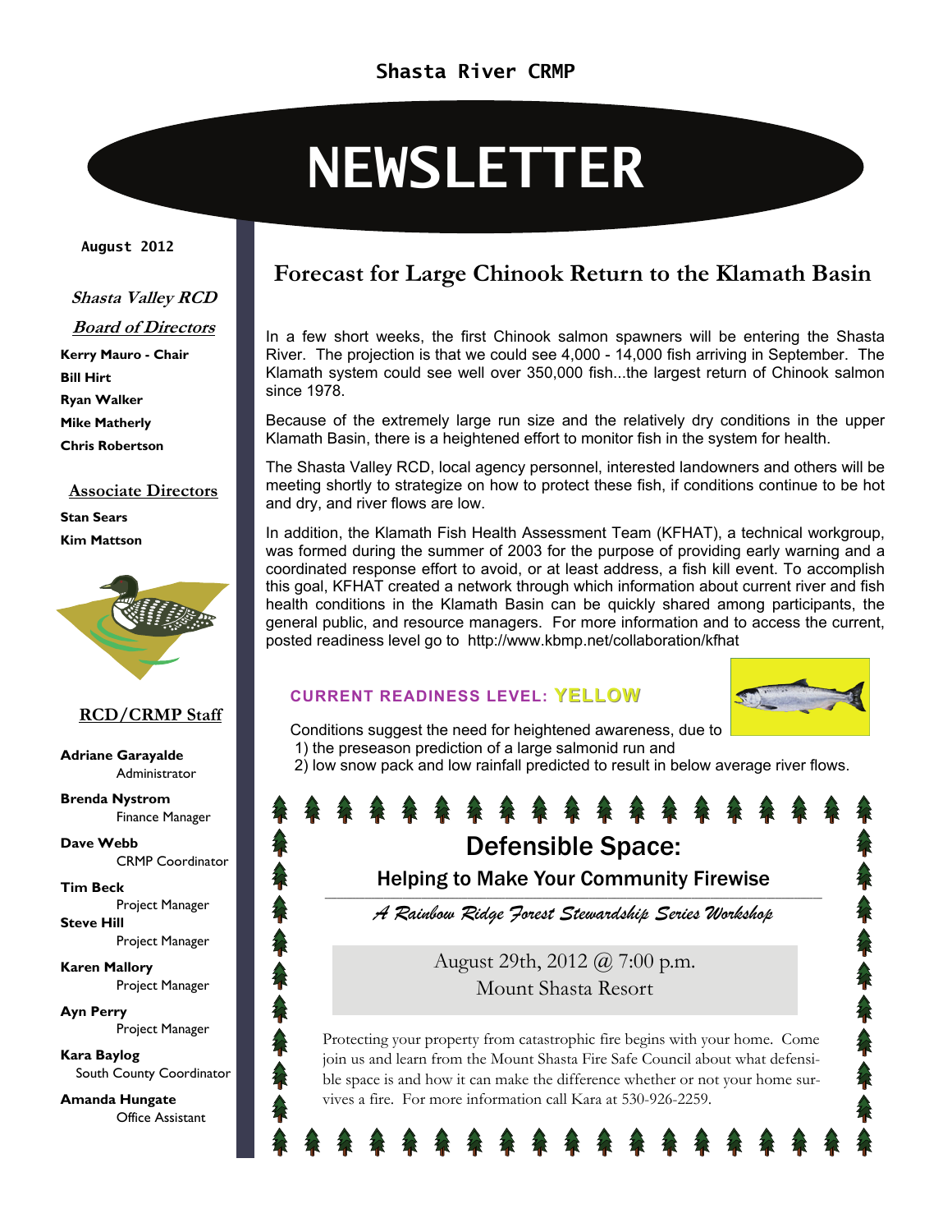Shasta River CRMP

# NEWSLETTER

August 2012

***Shasta Valley RCD***

***Board of Directors***

**Kerry Mauro - Chair**
**Bill Hirt**
**Ryan Walker**
**Mike Matherly**
**Chris Robertson**

**Associate Directors**

**Stan Sears**
**Kim Mattson**

**RCD/CRMP Staff**

**Adriane Garayalde**
Administrator

**Brenda Nystrom**
Finance Manager

**Dave Webb**
CRMP Coordinator

**Tim Beck**
Project Manager

**Steve Hill**
Project Manager

**Karen Mallory**
Project Manager

**Ayn Perry**
Project Manager

**Kara Baylog**
South County Coordinator

**Amanda Hungate**
Office Assistant

## Forecast for Large Chinook Return to the Klamath Basin

In a few short weeks, the first Chinook salmon spawners will be entering the Shasta River. The projection is that we could see 4,000 - 14,000 fish arriving in September. The Klamath system could see well over 350,000 fish...the largest return of Chinook salmon since 1978.

Because of the extremely large run size and the relatively dry conditions in the upper Klamath Basin, there is a heightened effort to monitor fish in the system for health.

The Shasta Valley RCD, local agency personnel, interested landowners and others will be meeting shortly to strategize on how to protect these fish, if conditions continue to be hot and dry, and river flows are low.

In addition, the Klamath Fish Health Assessment Team (KFHAT), a technical workgroup, was formed during the summer of 2003 for the purpose of providing early warning and a coordinated response effort to avoid, or at least address, a fish kill event. To accomplish this goal, KFHAT created a network through which information about current river and fish health conditions in the Klamath Basin can be quickly shared among participants, the general public, and resource managers. For more information and to access the current, posted readiness level go to http://www.kbmp.net/collaboration/kfhat

**CURRENT READINESS LEVEL: YELLOW**

Conditions suggest the need for heightened awareness, due to
1) the preseason prediction of a large salmonid run and
2) low snow pack and low rainfall predicted to result in below average river flows.

## Defensible Space:

### Helping to Make Your Community Firewise

*A Rainbow Ridge Forest Stewardship Series Workshop*

August 29th, 2012 @ 7:00 p.m.
Mount Shasta Resort

Protecting your property from catastrophic fire begins with your home. Come join us and learn from the Mount Shasta Fire Safe Council about what defensible space is and how it can make the difference whether or not your home survives a fire. For more information call Kara at 530-926-2259.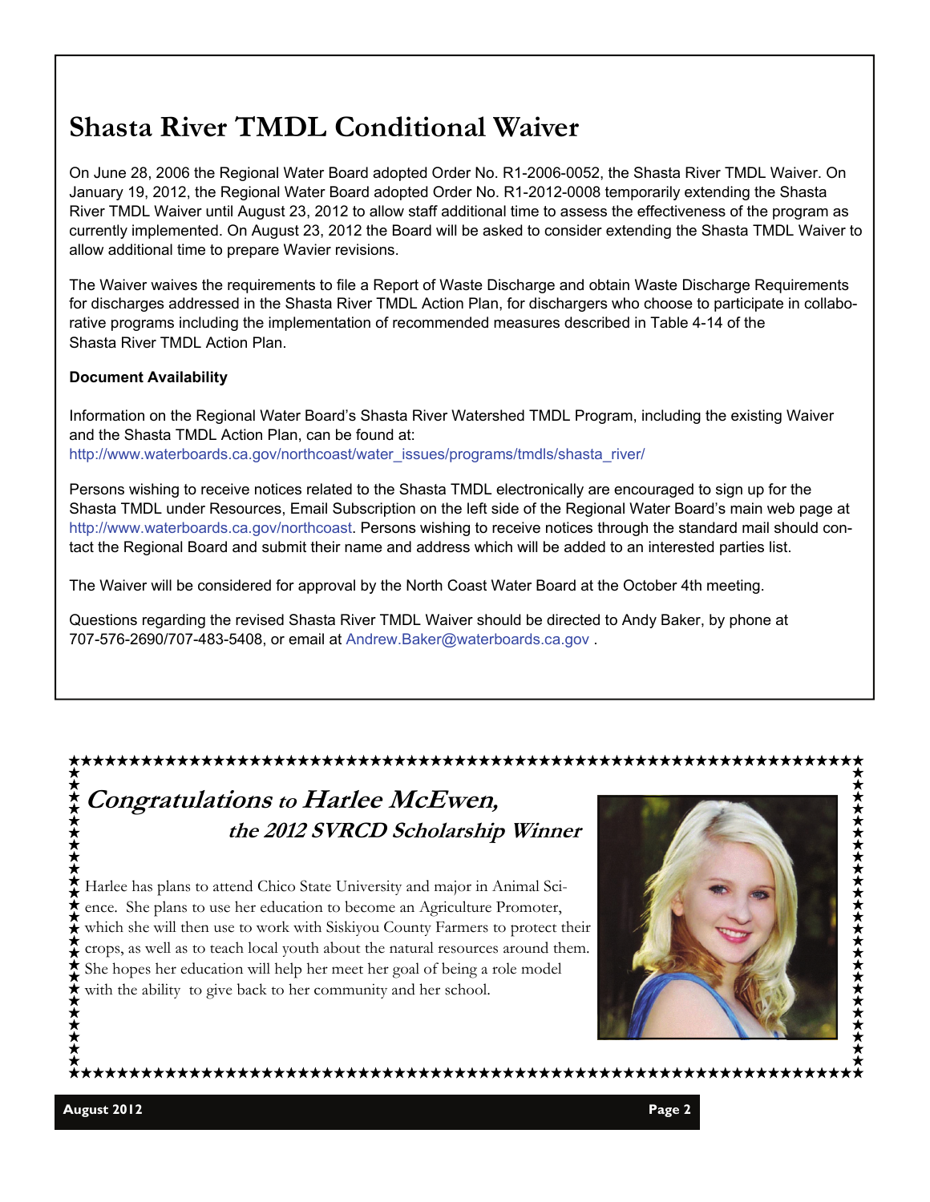# Shasta River TMDL Conditional Waiver

On June 28, 2006 the Regional Water Board adopted Order No. R1-2006-0052, the Shasta River TMDL Waiver. On January 19, 2012, the Regional Water Board adopted Order No. R1-2012-0008 temporarily extending the Shasta River TMDL Waiver until August 23, 2012 to allow staff additional time to assess the effectiveness of the program as currently implemented. On August 23, 2012 the Board will be asked to consider extending the Shasta TMDL Waiver to allow additional time to prepare Wavier revisions.

The Waiver waives the requirements to file a Report of Waste Discharge and obtain Waste Discharge Requirements for discharges addressed in the Shasta River TMDL Action Plan, for dischargers who choose to participate in collaborative programs including the implementation of recommended measures described in Table 4-14 of the Shasta River TMDL Action Plan.

**Document Availability**

Information on the Regional Water Board's Shasta River Watershed TMDL Program, including the existing Waiver and the Shasta TMDL Action Plan, can be found at:
http://www.waterboards.ca.gov/northcoast/water_issues/programs/tmdls/shasta_river/

Persons wishing to receive notices related to the Shasta TMDL electronically are encouraged to sign up for the Shasta TMDL under Resources, Email Subscription on the left side of the Regional Water Board's main web page at http://www.waterboards.ca.gov/northcoast. Persons wishing to receive notices through the standard mail should contact the Regional Board and submit their name and address which will be added to an interested parties list.

The Waiver will be considered for approval by the North Coast Water Board at the October 4th meeting.

Questions regarding the revised Shasta River TMDL Waiver should be directed to Andy Baker, by phone at 707-576-2690/707-483-5408, or email at Andrew.Baker@waterboards.ca.gov .

## *Congratulations to Harlee McEwen, the 2012 SVRCD Scholarship Winner*

Harlee has plans to attend Chico State University and major in Animal Science. She plans to use her education to become an Agriculture Promoter, which she will then use to work with Siskiyou County Farmers to protect their crops, as well as to teach local youth about the natural resources around them. She hopes her education will help her meet her goal of being a role model with the ability to give back to her community and her school.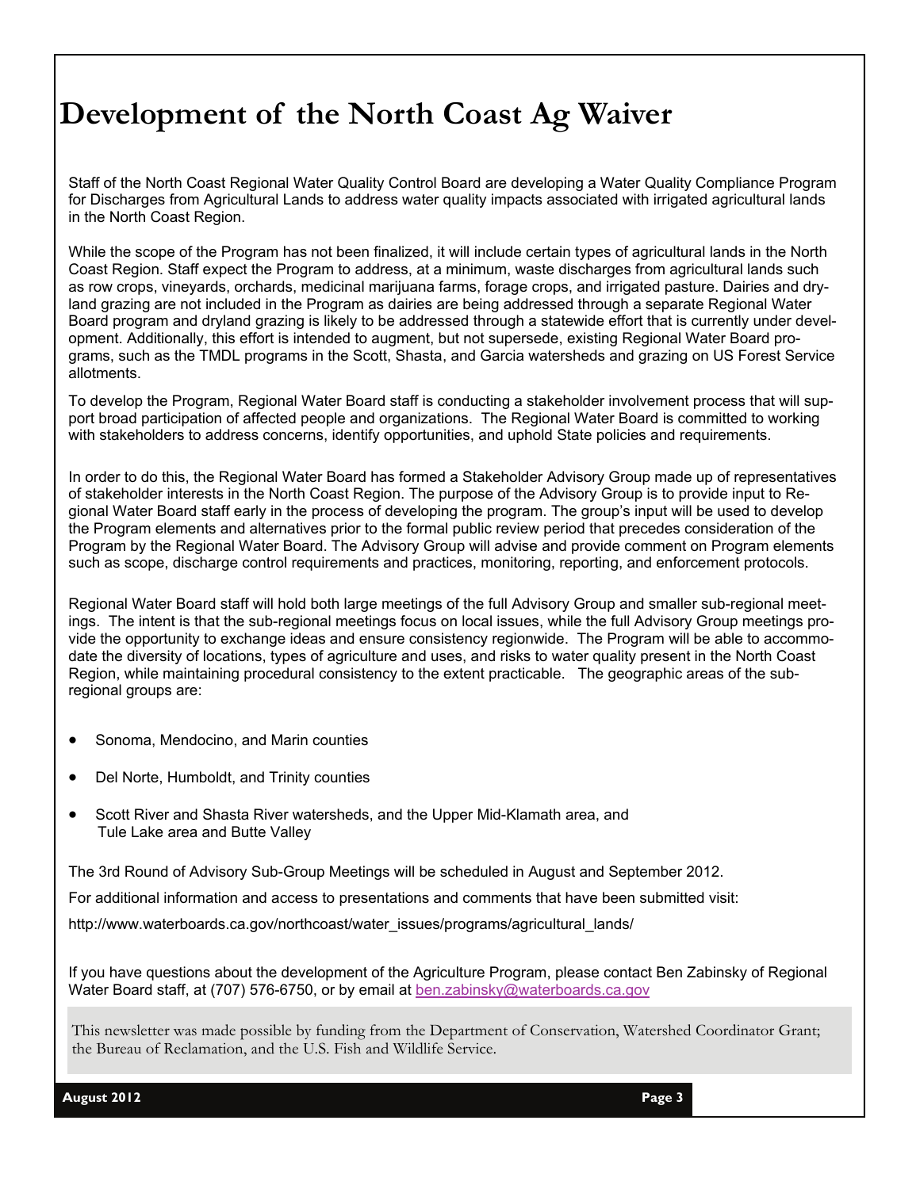# Development of the North Coast Ag Waiver

Staff of the North Coast Regional Water Quality Control Board are developing a Water Quality Compliance Program for Discharges from Agricultural Lands to address water quality impacts associated with irrigated agricultural lands in the North Coast Region.

While the scope of the Program has not been finalized, it will include certain types of agricultural lands in the North Coast Region. Staff expect the Program to address, at a minimum, waste discharges from agricultural lands such as row crops, vineyards, orchards, medicinal marijuana farms, forage crops, and irrigated pasture. Dairies and dryland grazing are not included in the Program as dairies are being addressed through a separate Regional Water Board program and dryland grazing is likely to be addressed through a statewide effort that is currently under development. Additionally, this effort is intended to augment, but not supersede, existing Regional Water Board programs, such as the TMDL programs in the Scott, Shasta, and Garcia watersheds and grazing on US Forest Service allotments.

To develop the Program, Regional Water Board staff is conducting a stakeholder involvement process that will support broad participation of affected people and organizations. The Regional Water Board is committed to working with stakeholders to address concerns, identify opportunities, and uphold State policies and requirements.

In order to do this, the Regional Water Board has formed a Stakeholder Advisory Group made up of representatives of stakeholder interests in the North Coast Region. The purpose of the Advisory Group is to provide input to Regional Water Board staff early in the process of developing the program. The group's input will be used to develop the Program elements and alternatives prior to the formal public review period that precedes consideration of the Program by the Regional Water Board. The Advisory Group will advise and provide comment on Program elements such as scope, discharge control requirements and practices, monitoring, reporting, and enforcement protocols.

Regional Water Board staff will hold both large meetings of the full Advisory Group and smaller sub-regional meetings. The intent is that the sub-regional meetings focus on local issues, while the full Advisory Group meetings provide the opportunity to exchange ideas and ensure consistency regionwide. The Program will be able to accommodate the diversity of locations, types of agriculture and uses, and risks to water quality present in the North Coast Region, while maintaining procedural consistency to the extent practicable. The geographic areas of the sub-regional groups are:

- Sonoma, Mendocino, and Marin counties
- Del Norte, Humboldt, and Trinity counties
- Scott River and Shasta River watersheds, and the Upper Mid-Klamath area, and Tule Lake area and Butte Valley

The 3rd Round of Advisory Sub-Group Meetings will be scheduled in August and September 2012.

For additional information and access to presentations and comments that have been submitted visit:

http://www.waterboards.ca.gov/northcoast/water_issues/programs/agricultural_lands/

If you have questions about the development of the Agriculture Program, please contact Ben Zabinsky of Regional Water Board staff, at (707) 576-6750, or by email at ben.zabinsky@waterboards.ca.gov

This newsletter was made possible by funding from the Department of Conservation, Watershed Coordinator Grant; the Bureau of Reclamation, and the U.S. Fish and Wildlife Service.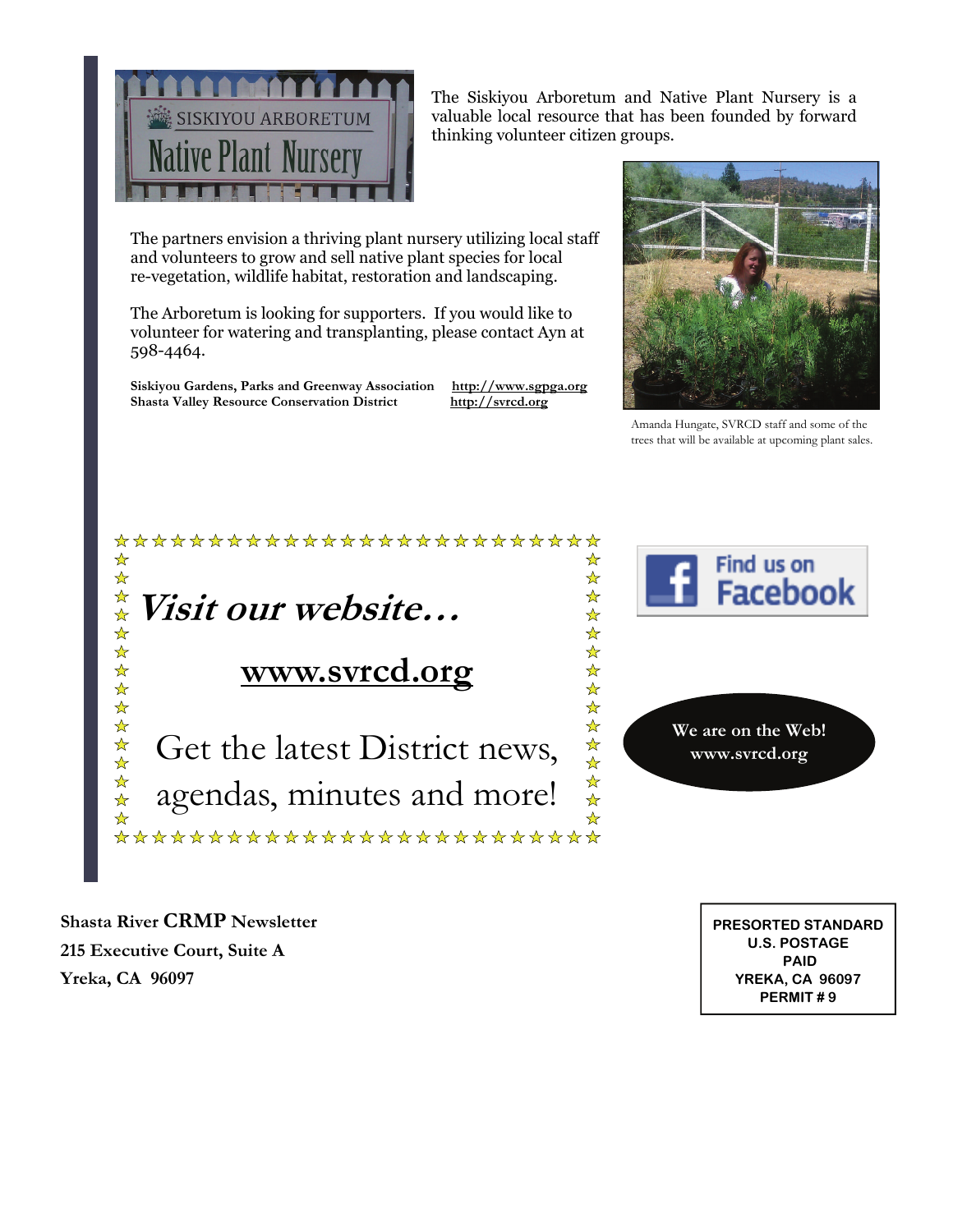SISKIYOU ARBORETUM

Native Plant Nursery

The Siskiyou Arboretum and Native Plant Nursery is a valuable local resource that has been founded by forward thinking volunteer citizen groups.

The partners envision a thriving plant nursery utilizing local staff and volunteers to grow and sell native plant species for local re-vegetation, wildlife habitat, restoration and landscaping.

The Arboretum is looking for supporters. If you would like to volunteer for watering and transplanting, please contact Ayn at 598-4464.

**Siskiyou Gardens, Parks and Greenway Association** http://www.sgpga.org
**Shasta Valley Resource Conservation District** http://svrcd.org

Amanda Hungate, SVRCD staff and some of the trees that will be available at upcoming plant sales.

***Visit our website…***

**www.svrcd.org**

Get the latest District news, agendas, minutes and more!

Find us on Facebook

We are on the Web!
www.svrcd.org

**Shasta River CRMP Newsletter**
**215 Executive Court, Suite A**
**Yreka, CA 96097**

**PRESORTED STANDARD**
**U.S. POSTAGE**
**PAID**
**YREKA, CA 96097**
**PERMIT # 9**